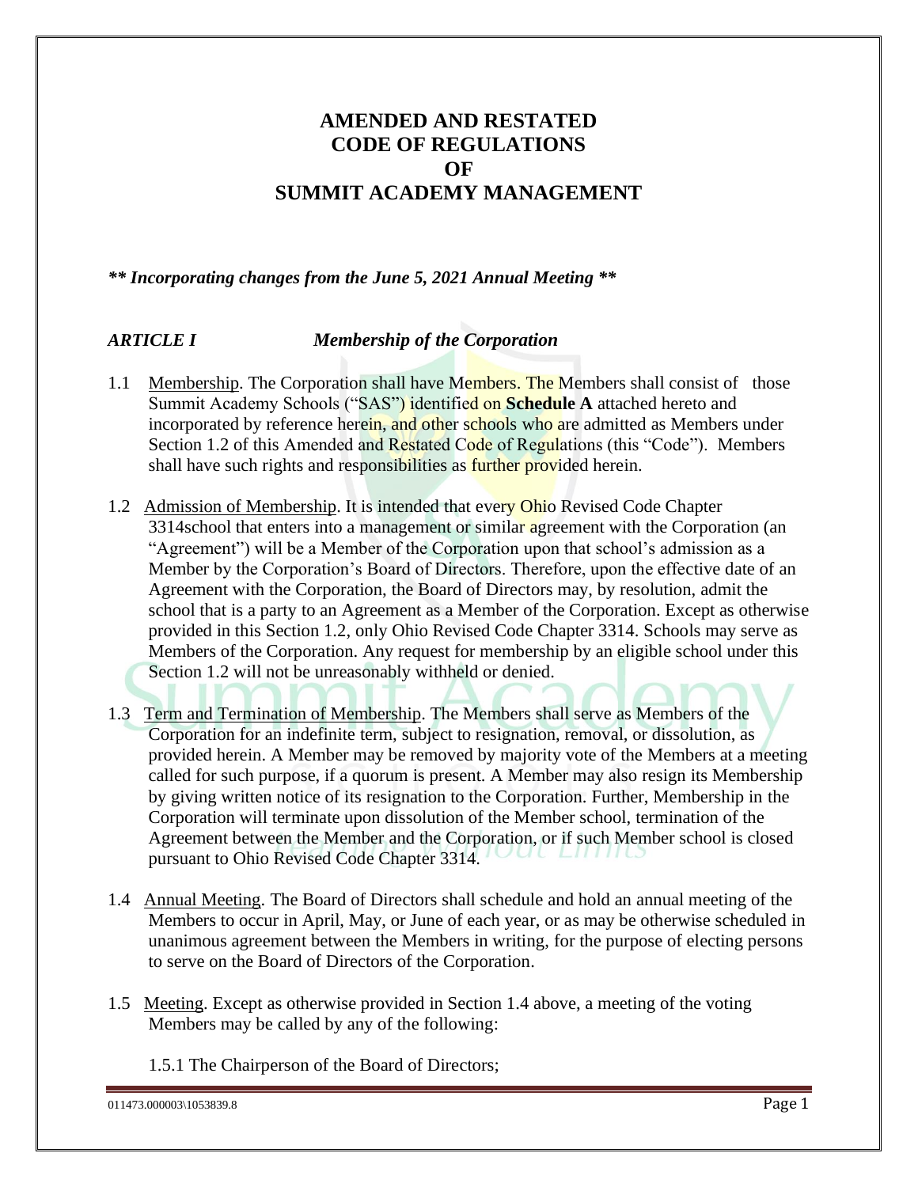# AMENDED AND RESTATED CODE OF REGULATIONS OF SUMMIT ACADEMY MANAGEMENT

***\*\* Incorporating changes from the June 5, 2021 Annual Meeting \*\****

## *ARTICLE I Membership of the Corporation*

1.1 Membership. The Corporation shall have Members. The Members shall consist of those Summit Academy Schools ("SAS") identified on **Schedule A** attached hereto and incorporated by reference herein, and other schools who are admitted as Members under Section 1.2 of this Amended and Restated Code of Regulations (this "Code"). Members shall have such rights and responsibilities as further provided herein.

1.2 Admission of Membership. It is intended that every Ohio Revised Code Chapter 3314school that enters into a management or similar agreement with the Corporation (an "Agreement") will be a Member of the Corporation upon that school's admission as a Member by the Corporation's Board of Directors. Therefore, upon the effective date of an Agreement with the Corporation, the Board of Directors may, by resolution, admit the school that is a party to an Agreement as a Member of the Corporation. Except as otherwise provided in this Section 1.2, only Ohio Revised Code Chapter 3314. Schools may serve as Members of the Corporation. Any request for membership by an eligible school under this Section 1.2 will not be unreasonably withheld or denied.

1.3 Term and Termination of Membership. The Members shall serve as Members of the Corporation for an indefinite term, subject to resignation, removal, or dissolution, as provided herein. A Member may be removed by majority vote of the Members at a meeting called for such purpose, if a quorum is present. A Member may also resign its Membership by giving written notice of its resignation to the Corporation. Further, Membership in the Corporation will terminate upon dissolution of the Member school, termination of the Agreement between the Member and the Corporation, or if such Member school is closed pursuant to Ohio Revised Code Chapter 3314.

1.4 Annual Meeting. The Board of Directors shall schedule and hold an annual meeting of the Members to occur in April, May, or June of each year, or as may be otherwise scheduled in unanimous agreement between the Members in writing, for the purpose of electing persons to serve on the Board of Directors of the Corporation.

1.5 Meeting. Except as otherwise provided in Section 1.4 above, a meeting of the voting Members may be called by any of the following:

1.5.1 The Chairperson of the Board of Directors;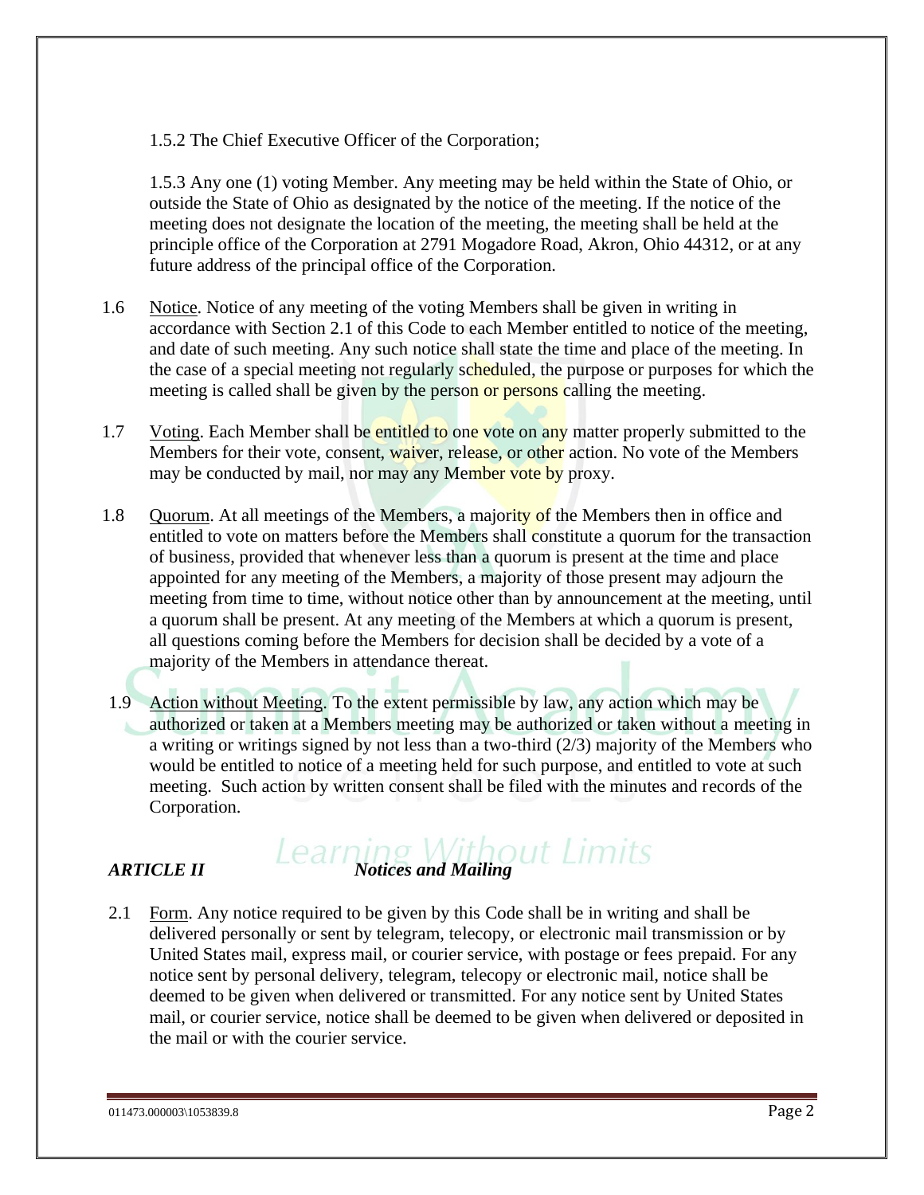1.5.2 The Chief Executive Officer of the Corporation;

1.5.3 Any one (1) voting Member. Any meeting may be held within the State of Ohio, or outside the State of Ohio as designated by the notice of the meeting. If the notice of the meeting does not designate the location of the meeting, the meeting shall be held at the principle office of the Corporation at 2791 Mogadore Road, Akron, Ohio 44312, or at any future address of the principal office of the Corporation.

1.6 <u>Notice</u>. Notice of any meeting of the voting Members shall be given in writing in accordance with Section 2.1 of this Code to each Member entitled to notice of the meeting, and date of such meeting. Any such notice shall state the time and place of the meeting. In the case of a special meeting not regularly scheduled, the purpose or purposes for which the meeting is called shall be given by the person or persons calling the meeting.

1.7 <u>Voting</u>. Each Member shall be entitled to one vote on any matter properly submitted to the Members for their vote, consent, waiver, release, or other action. No vote of the Members may be conducted by mail, nor may any Member vote by proxy.

1.8 <u>Quorum</u>. At all meetings of the Members, a majority of the Members then in office and entitled to vote on matters before the Members shall constitute a quorum for the transaction of business, provided that whenever less than a quorum is present at the time and place appointed for any meeting of the Members, a majority of those present may adjourn the meeting from time to time, without notice other than by announcement at the meeting, until a quorum shall be present. At any meeting of the Members at which a quorum is present, all questions coming before the Members for decision shall be decided by a vote of a majority of the Members in attendance thereat.

1.9 <u>Action without Meeting</u>. To the extent permissible by law, any action which may be authorized or taken at a Members meeting may be authorized or taken without a meeting in a writing or writings signed by not less than a two-third (2/3) majority of the Members who would be entitled to notice of a meeting held for such purpose, and entitled to vote at such meeting. Such action by written consent shall be filed with the minutes and records of the Corporation.

## *ARTICLE II* *Notices and Mailing*

2.1 <u>Form</u>. Any notice required to be given by this Code shall be in writing and shall be delivered personally or sent by telegram, telecopy, or electronic mail transmission or by United States mail, express mail, or courier service, with postage or fees prepaid. For any notice sent by personal delivery, telegram, telecopy or electronic mail, notice shall be deemed to be given when delivered or transmitted. For any notice sent by United States mail, or courier service, notice shall be deemed to be given when delivered or deposited in the mail or with the courier service.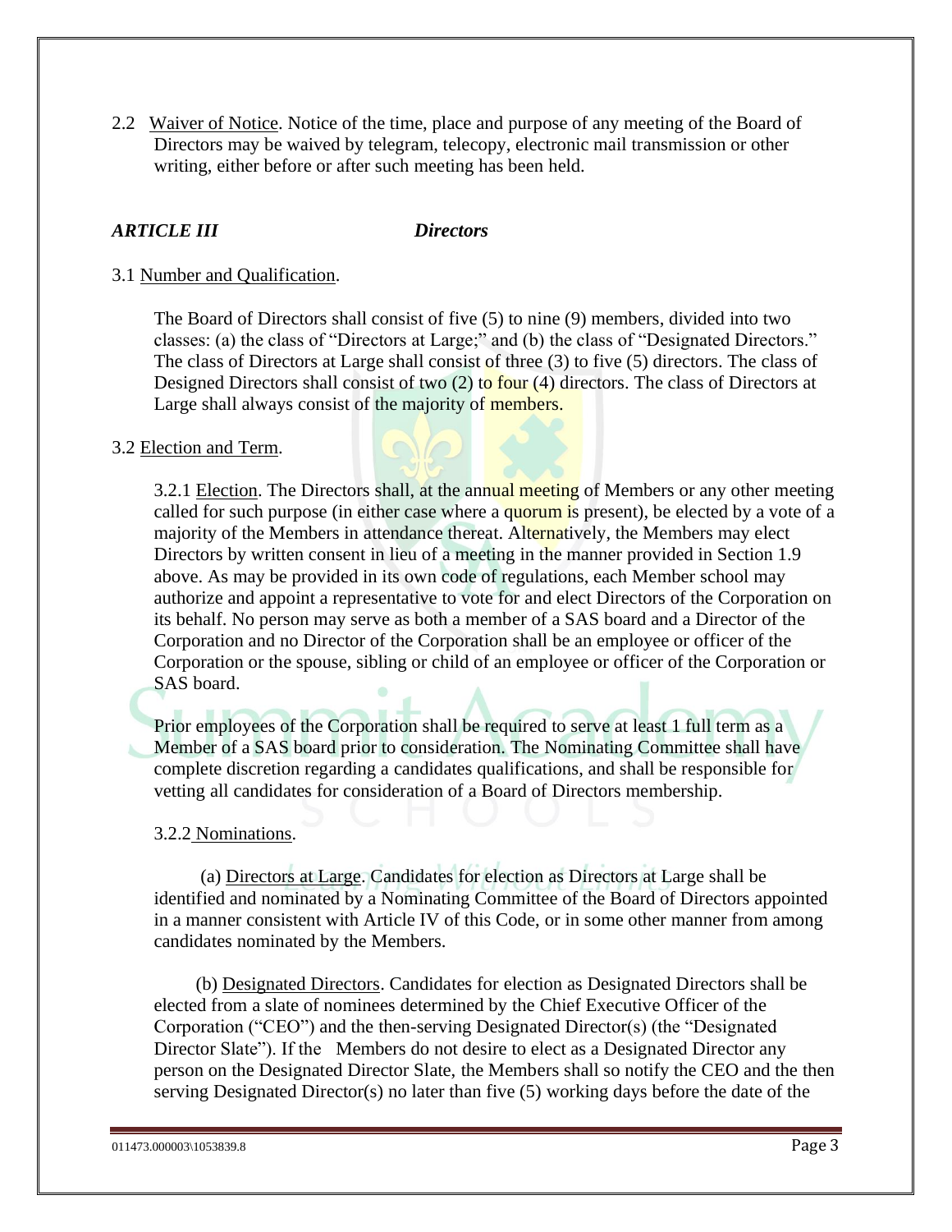2.2 Waiver of Notice. Notice of the time, place and purpose of any meeting of the Board of Directors may be waived by telegram, telecopy, electronic mail transmission or other writing, either before or after such meeting has been held.

## *ARTICLE III Directors*

3.1 Number and Qualification.

The Board of Directors shall consist of five (5) to nine (9) members, divided into two classes: (a) the class of "Directors at Large;" and (b) the class of "Designated Directors." The class of Directors at Large shall consist of three (3) to five (5) directors. The class of Designed Directors shall consist of two (2) to four (4) directors. The class of Directors at Large shall always consist of the majority of members.

3.2 Election and Term.

3.2.1 Election. The Directors shall, at the annual meeting of Members or any other meeting called for such purpose (in either case where a quorum is present), be elected by a vote of a majority of the Members in attendance thereat. Alternatively, the Members may elect Directors by written consent in lieu of a meeting in the manner provided in Section 1.9 above. As may be provided in its own code of regulations, each Member school may authorize and appoint a representative to vote for and elect Directors of the Corporation on its behalf. No person may serve as both a member of a SAS board and a Director of the Corporation and no Director of the Corporation shall be an employee or officer of the Corporation or the spouse, sibling or child of an employee or officer of the Corporation or SAS board.

Prior employees of the Corporation shall be required to serve at least 1 full term as a Member of a SAS board prior to consideration. The Nominating Committee shall have complete discretion regarding a candidates qualifications, and shall be responsible for vetting all candidates for consideration of a Board of Directors membership.

3.2.2 Nominations.

(a) Directors at Large. Candidates for election as Directors at Large shall be identified and nominated by a Nominating Committee of the Board of Directors appointed in a manner consistent with Article IV of this Code, or in some other manner from among candidates nominated by the Members.

(b) Designated Directors. Candidates for election as Designated Directors shall be elected from a slate of nominees determined by the Chief Executive Officer of the Corporation ("CEO") and the then-serving Designated Director(s) (the "Designated Director Slate"). If the Members do not desire to elect as a Designated Director any person on the Designated Director Slate, the Members shall so notify the CEO and the then serving Designated Director(s) no later than five (5) working days before the date of the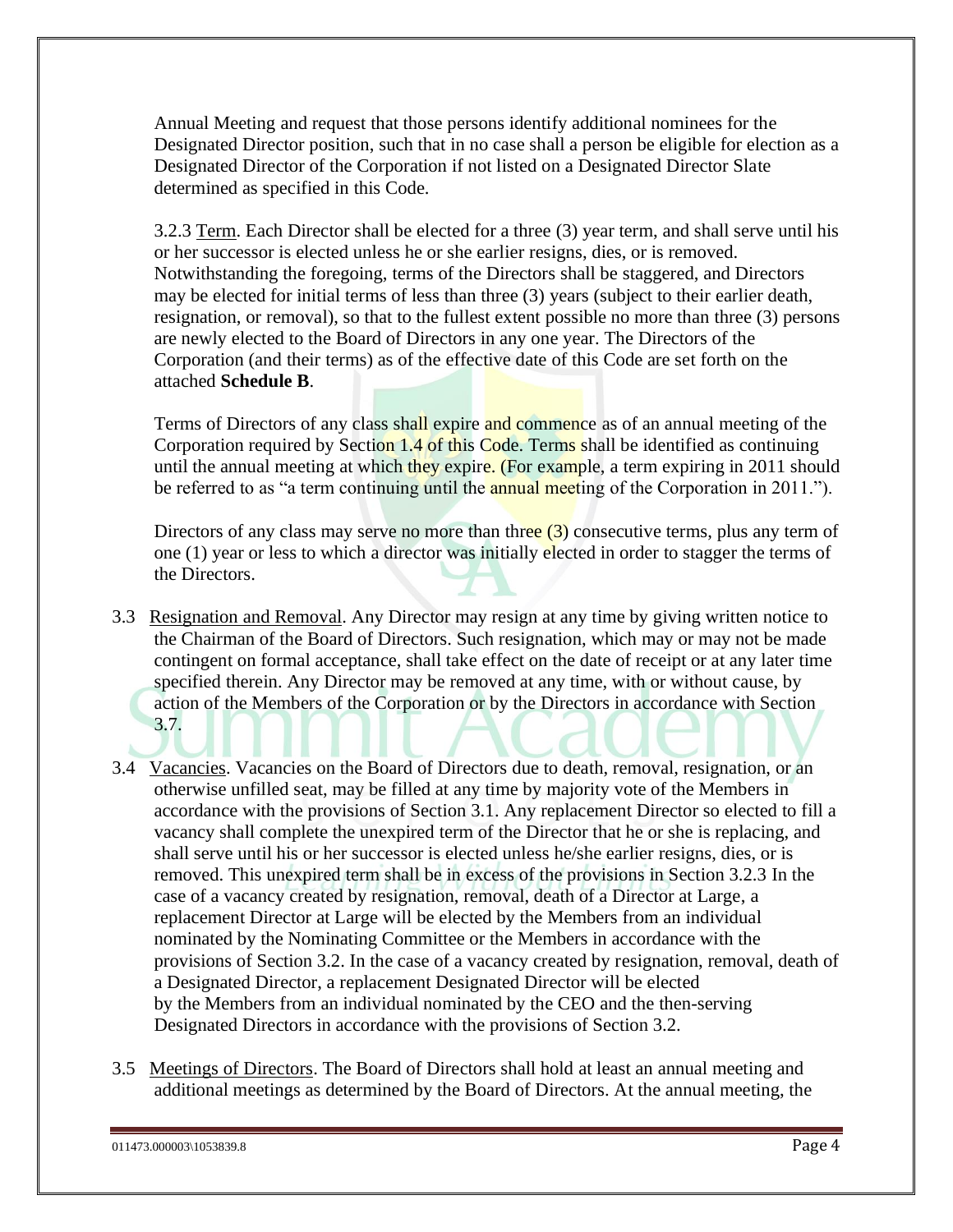Annual Meeting and request that those persons identify additional nominees for the Designated Director position, such that in no case shall a person be eligible for election as a Designated Director of the Corporation if not listed on a Designated Director Slate determined as specified in this Code.

3.2.3 Term. Each Director shall be elected for a three (3) year term, and shall serve until his or her successor is elected unless he or she earlier resigns, dies, or is removed. Notwithstanding the foregoing, terms of the Directors shall be staggered, and Directors may be elected for initial terms of less than three (3) years (subject to their earlier death, resignation, or removal), so that to the fullest extent possible no more than three (3) persons are newly elected to the Board of Directors in any one year. The Directors of the Corporation (and their terms) as of the effective date of this Code are set forth on the attached **Schedule B**.

Terms of Directors of any class shall expire and commence as of an annual meeting of the Corporation required by Section 1.4 of this Code. Terms shall be identified as continuing until the annual meeting at which they expire. (For example, a term expiring in 2011 should be referred to as "a term continuing until the annual meeting of the Corporation in 2011.").

Directors of any class may serve no more than three (3) consecutive terms, plus any term of one (1) year or less to which a director was initially elected in order to stagger the terms of the Directors.

3.3 Resignation and Removal. Any Director may resign at any time by giving written notice to the Chairman of the Board of Directors. Such resignation, which may or may not be made contingent on formal acceptance, shall take effect on the date of receipt or at any later time specified therein. Any Director may be removed at any time, with or without cause, by action of the Members of the Corporation or by the Directors in accordance with Section 3.7.

3.4 Vacancies. Vacancies on the Board of Directors due to death, removal, resignation, or an otherwise unfilled seat, may be filled at any time by majority vote of the Members in accordance with the provisions of Section 3.1. Any replacement Director so elected to fill a vacancy shall complete the unexpired term of the Director that he or she is replacing, and shall serve until his or her successor is elected unless he/she earlier resigns, dies, or is removed. This unexpired term shall be in excess of the provisions in Section 3.2.3 In the case of a vacancy created by resignation, removal, death of a Director at Large, a replacement Director at Large will be elected by the Members from an individual nominated by the Nominating Committee or the Members in accordance with the provisions of Section 3.2. In the case of a vacancy created by resignation, removal, death of a Designated Director, a replacement Designated Director will be elected by the Members from an individual nominated by the CEO and the then-serving Designated Directors in accordance with the provisions of Section 3.2.

3.5 Meetings of Directors. The Board of Directors shall hold at least an annual meeting and additional meetings as determined by the Board of Directors. At the annual meeting, the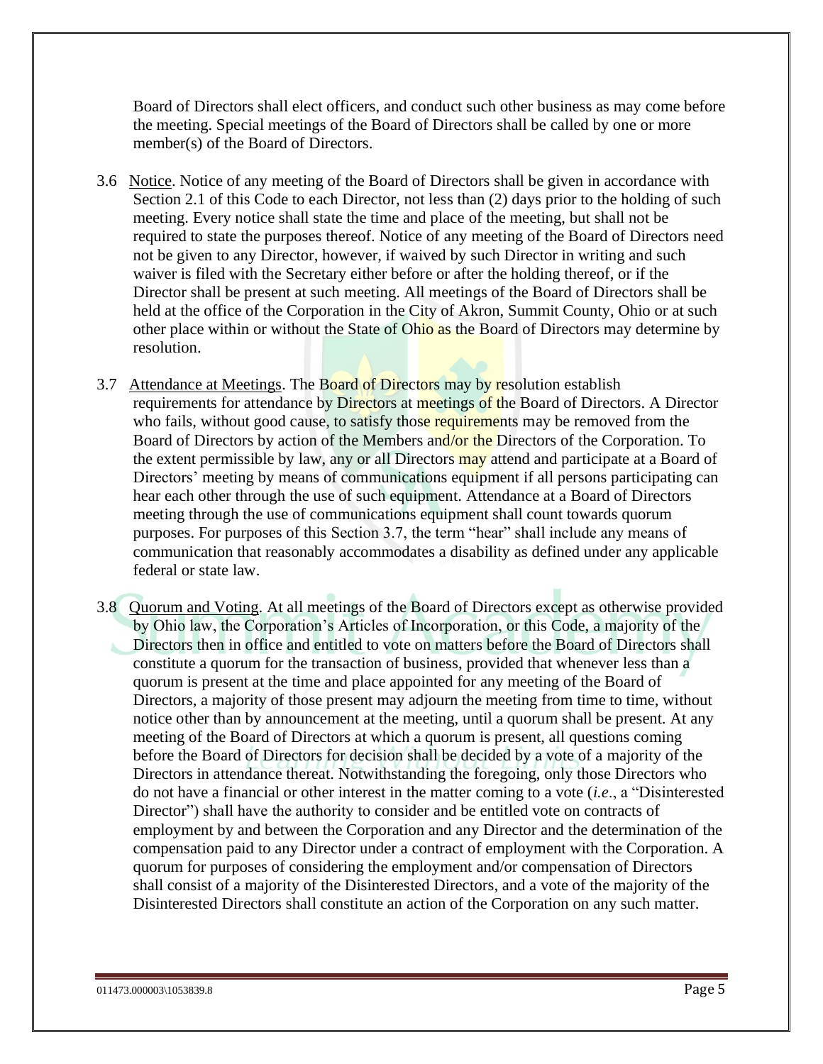Board of Directors shall elect officers, and conduct such other business as may come before the meeting. Special meetings of the Board of Directors shall be called by one or more member(s) of the Board of Directors.

3.6 Notice. Notice of any meeting of the Board of Directors shall be given in accordance with Section 2.1 of this Code to each Director, not less than (2) days prior to the holding of such meeting. Every notice shall state the time and place of the meeting, but shall not be required to state the purposes thereof. Notice of any meeting of the Board of Directors need not be given to any Director, however, if waived by such Director in writing and such waiver is filed with the Secretary either before or after the holding thereof, or if the Director shall be present at such meeting. All meetings of the Board of Directors shall be held at the office of the Corporation in the City of Akron, Summit County, Ohio or at such other place within or without the State of Ohio as the Board of Directors may determine by resolution.

3.7 Attendance at Meetings. The Board of Directors may by resolution establish requirements for attendance by Directors at meetings of the Board of Directors. A Director who fails, without good cause, to satisfy those requirements may be removed from the Board of Directors by action of the Members and/or the Directors of the Corporation. To the extent permissible by law, any or all Directors may attend and participate at a Board of Directors' meeting by means of communications equipment if all persons participating can hear each other through the use of such equipment. Attendance at a Board of Directors meeting through the use of communications equipment shall count towards quorum purposes. For purposes of this Section 3.7, the term "hear" shall include any means of communication that reasonably accommodates a disability as defined under any applicable federal or state law.

3.8 Quorum and Voting. At all meetings of the Board of Directors except as otherwise provided by Ohio law, the Corporation's Articles of Incorporation, or this Code, a majority of the Directors then in office and entitled to vote on matters before the Board of Directors shall constitute a quorum for the transaction of business, provided that whenever less than a quorum is present at the time and place appointed for any meeting of the Board of Directors, a majority of those present may adjourn the meeting from time to time, without notice other than by announcement at the meeting, until a quorum shall be present. At any meeting of the Board of Directors at which a quorum is present, all questions coming before the Board of Directors for decision shall be decided by a vote of a majority of the Directors in attendance thereat. Notwithstanding the foregoing, only those Directors who do not have a financial or other interest in the matter coming to a vote (*i.e*., a "Disinterested Director") shall have the authority to consider and be entitled vote on contracts of employment by and between the Corporation and any Director and the determination of the compensation paid to any Director under a contract of employment with the Corporation. A quorum for purposes of considering the employment and/or compensation of Directors shall consist of a majority of the Disinterested Directors, and a vote of the majority of the Disinterested Directors shall constitute an action of the Corporation on any such matter.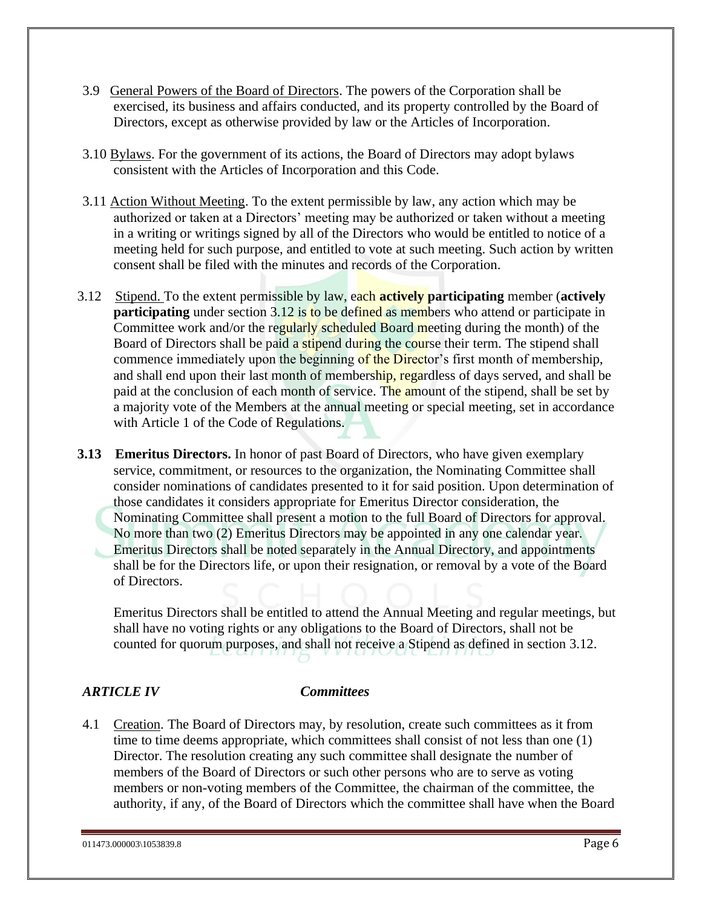3.9 General Powers of the Board of Directors. The powers of the Corporation shall be exercised, its business and affairs conducted, and its property controlled by the Board of Directors, except as otherwise provided by law or the Articles of Incorporation.

3.10 Bylaws. For the government of its actions, the Board of Directors may adopt bylaws consistent with the Articles of Incorporation and this Code.

3.11 Action Without Meeting. To the extent permissible by law, any action which may be authorized or taken at a Directors' meeting may be authorized or taken without a meeting in a writing or writings signed by all of the Directors who would be entitled to notice of a meeting held for such purpose, and entitled to vote at such meeting. Such action by written consent shall be filed with the minutes and records of the Corporation.

3.12 Stipend. To the extent permissible by law, each **actively participating** member (**actively participating** under section 3.12 is to be defined as members who attend or participate in Committee work and/or the regularly scheduled Board meeting during the month) of the Board of Directors shall be paid a stipend during the course their term. The stipend shall commence immediately upon the beginning of the Director's first month of membership, and shall end upon their last month of membership, regardless of days served, and shall be paid at the conclusion of each month of service. The amount of the stipend, shall be set by a majority vote of the Members at the annual meeting or special meeting, set in accordance with Article 1 of the Code of Regulations.

**3.13 Emeritus Directors.** In honor of past Board of Directors, who have given exemplary service, commitment, or resources to the organization, the Nominating Committee shall consider nominations of candidates presented to it for said position. Upon determination of those candidates it considers appropriate for Emeritus Director consideration, the Nominating Committee shall present a motion to the full Board of Directors for approval. No more than two (2) Emeritus Directors may be appointed in any one calendar year. Emeritus Directors shall be noted separately in the Annual Directory, and appointments shall be for the Directors life, or upon their resignation, or removal by a vote of the Board of Directors.

Emeritus Directors shall be entitled to attend the Annual Meeting and regular meetings, but shall have no voting rights or any obligations to the Board of Directors, shall not be counted for quorum purposes, and shall not receive a Stipend as defined in section 3.12.

## *ARTICLE IV* ***Committees***

4.1 Creation. The Board of Directors may, by resolution, create such committees as it from time to time deems appropriate, which committees shall consist of not less than one (1) Director. The resolution creating any such committee shall designate the number of members of the Board of Directors or such other persons who are to serve as voting members or non-voting members of the Committee, the chairman of the committee, the authority, if any, of the Board of Directors which the committee shall have when the Board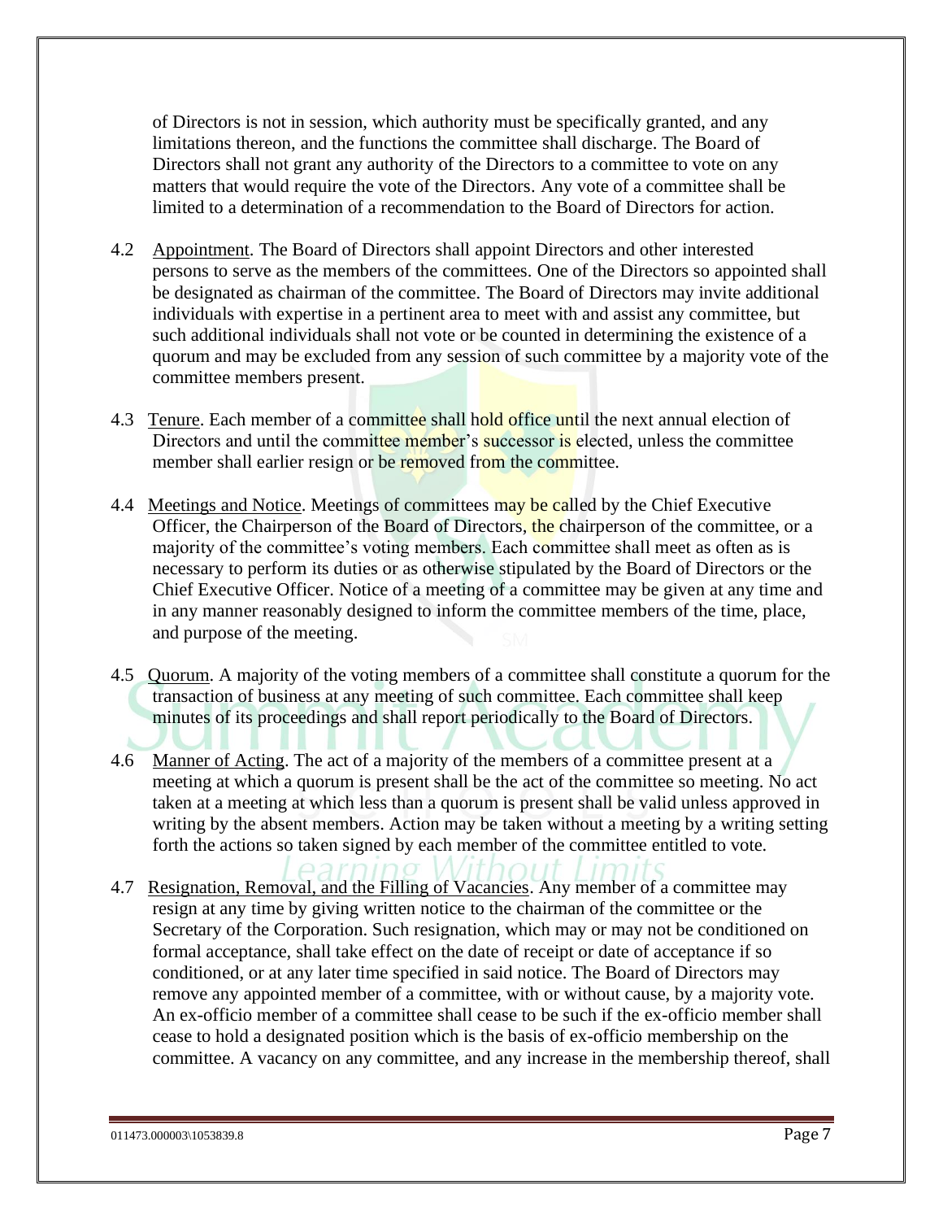of Directors is not in session, which authority must be specifically granted, and any limitations thereon, and the functions the committee shall discharge. The Board of Directors shall not grant any authority of the Directors to a committee to vote on any matters that would require the vote of the Directors. Any vote of a committee shall be limited to a determination of a recommendation to the Board of Directors for action.

4.2 Appointment. The Board of Directors shall appoint Directors and other interested persons to serve as the members of the committees. One of the Directors so appointed shall be designated as chairman of the committee. The Board of Directors may invite additional individuals with expertise in a pertinent area to meet with and assist any committee, but such additional individuals shall not vote or be counted in determining the existence of a quorum and may be excluded from any session of such committee by a majority vote of the committee members present.

4.3 Tenure. Each member of a committee shall hold office until the next annual election of Directors and until the committee member's successor is elected, unless the committee member shall earlier resign or be removed from the committee.

4.4 Meetings and Notice. Meetings of committees may be called by the Chief Executive Officer, the Chairperson of the Board of Directors, the chairperson of the committee, or a majority of the committee's voting members. Each committee shall meet as often as is necessary to perform its duties or as otherwise stipulated by the Board of Directors or the Chief Executive Officer. Notice of a meeting of a committee may be given at any time and in any manner reasonably designed to inform the committee members of the time, place, and purpose of the meeting.

4.5 Quorum. A majority of the voting members of a committee shall constitute a quorum for the transaction of business at any meeting of such committee. Each committee shall keep minutes of its proceedings and shall report periodically to the Board of Directors.

4.6 Manner of Acting. The act of a majority of the members of a committee present at a meeting at which a quorum is present shall be the act of the committee so meeting. No act taken at a meeting at which less than a quorum is present shall be valid unless approved in writing by the absent members. Action may be taken without a meeting by a writing setting forth the actions so taken signed by each member of the committee entitled to vote.

4.7 Resignation, Removal, and the Filling of Vacancies. Any member of a committee may resign at any time by giving written notice to the chairman of the committee or the Secretary of the Corporation. Such resignation, which may or may not be conditioned on formal acceptance, shall take effect on the date of receipt or date of acceptance if so conditioned, or at any later time specified in said notice. The Board of Directors may remove any appointed member of a committee, with or without cause, by a majority vote. An ex-officio member of a committee shall cease to be such if the ex-officio member shall cease to hold a designated position which is the basis of ex-officio membership on the committee. A vacancy on any committee, and any increase in the membership thereof, shall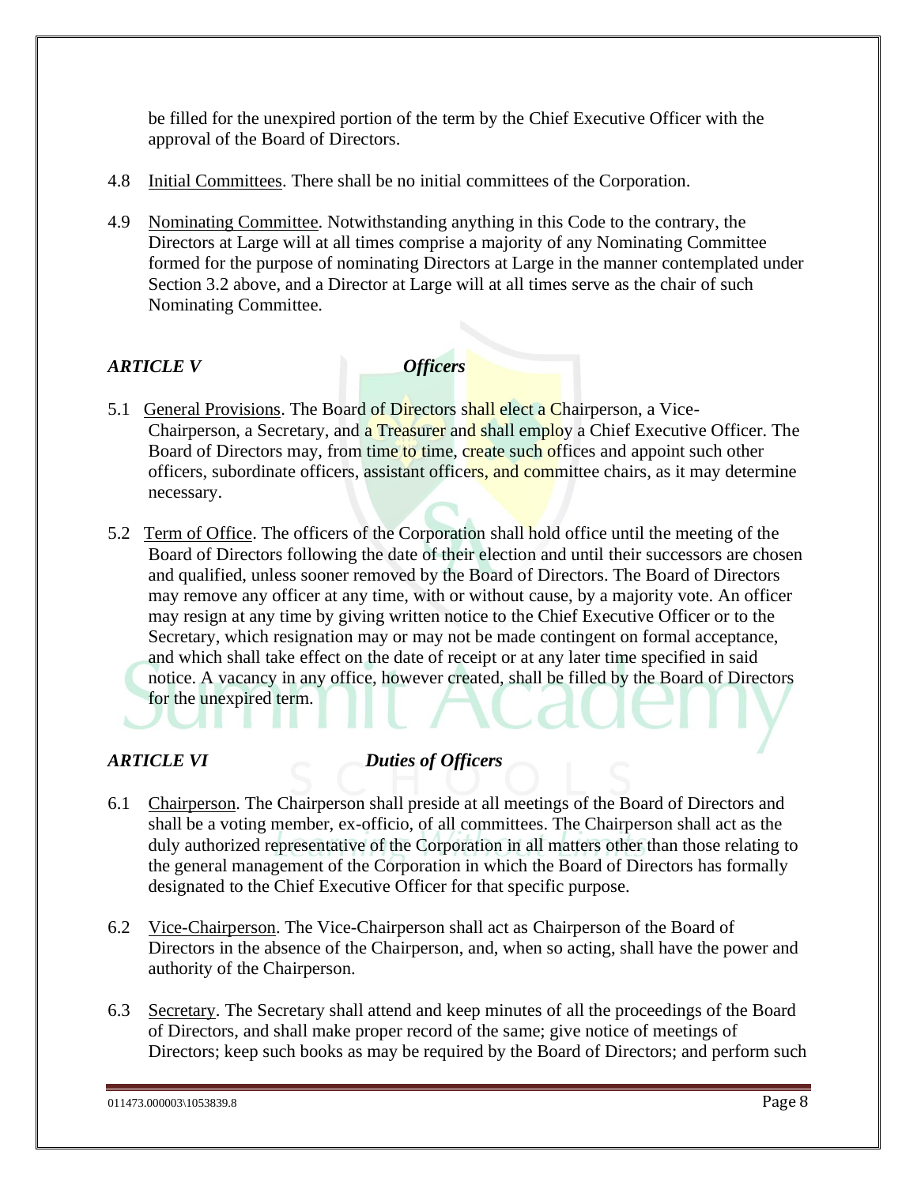be filled for the unexpired portion of the term by the Chief Executive Officer with the approval of the Board of Directors.

4.8 Initial Committees. There shall be no initial committees of the Corporation.

4.9 Nominating Committee. Notwithstanding anything in this Code to the contrary, the Directors at Large will at all times comprise a majority of any Nominating Committee formed for the purpose of nominating Directors at Large in the manner contemplated under Section 3.2 above, and a Director at Large will at all times serve as the chair of such Nominating Committee.

## *ARTICLE V* *Officers*

5.1 General Provisions. The Board of Directors shall elect a Chairperson, a Vice-Chairperson, a Secretary, and a Treasurer and shall employ a Chief Executive Officer. The Board of Directors may, from time to time, create such offices and appoint such other officers, subordinate officers, assistant officers, and committee chairs, as it may determine necessary.

5.2 Term of Office. The officers of the Corporation shall hold office until the meeting of the Board of Directors following the date of their election and until their successors are chosen and qualified, unless sooner removed by the Board of Directors. The Board of Directors may remove any officer at any time, with or without cause, by a majority vote. An officer may resign at any time by giving written notice to the Chief Executive Officer or to the Secretary, which resignation may or may not be made contingent on formal acceptance, and which shall take effect on the date of receipt or at any later time specified in said notice. A vacancy in any office, however created, shall be filled by the Board of Directors for the unexpired term.

## *ARTICLE VI* *Duties of Officers*

6.1 Chairperson. The Chairperson shall preside at all meetings of the Board of Directors and shall be a voting member, ex-officio, of all committees. The Chairperson shall act as the duly authorized representative of the Corporation in all matters other than those relating to the general management of the Corporation in which the Board of Directors has formally designated to the Chief Executive Officer for that specific purpose.

6.2 Vice-Chairperson. The Vice-Chairperson shall act as Chairperson of the Board of Directors in the absence of the Chairperson, and, when so acting, shall have the power and authority of the Chairperson.

6.3 Secretary. The Secretary shall attend and keep minutes of all the proceedings of the Board of Directors, and shall make proper record of the same; give notice of meetings of Directors; keep such books as may be required by the Board of Directors; and perform such

011473.000003\1053839.8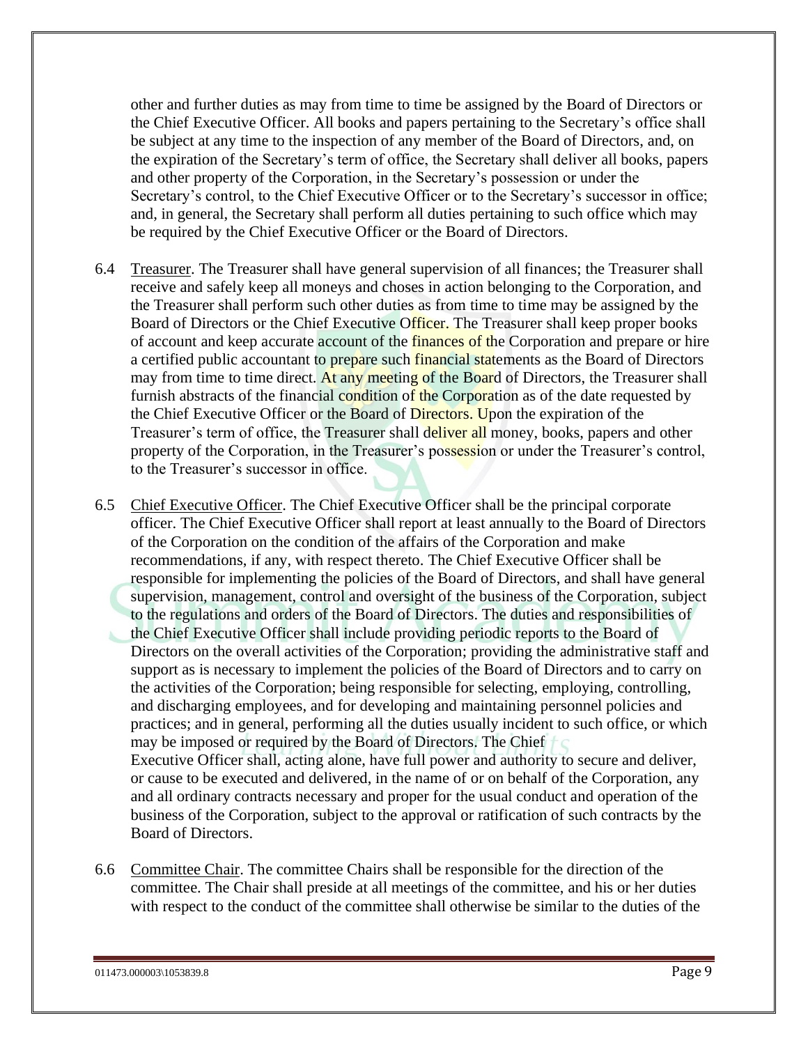other and further duties as may from time to time be assigned by the Board of Directors or the Chief Executive Officer. All books and papers pertaining to the Secretary's office shall be subject at any time to the inspection of any member of the Board of Directors, and, on the expiration of the Secretary's term of office, the Secretary shall deliver all books, papers and other property of the Corporation, in the Secretary's possession or under the Secretary's control, to the Chief Executive Officer or to the Secretary's successor in office; and, in general, the Secretary shall perform all duties pertaining to such office which may be required by the Chief Executive Officer or the Board of Directors.

6.4 Treasurer. The Treasurer shall have general supervision of all finances; the Treasurer shall receive and safely keep all moneys and choses in action belonging to the Corporation, and the Treasurer shall perform such other duties as from time to time may be assigned by the Board of Directors or the Chief Executive Officer. The Treasurer shall keep proper books of account and keep accurate account of the finances of the Corporation and prepare or hire a certified public accountant to prepare such financial statements as the Board of Directors may from time to time direct. At any meeting of the Board of Directors, the Treasurer shall furnish abstracts of the financial condition of the Corporation as of the date requested by the Chief Executive Officer or the Board of Directors. Upon the expiration of the Treasurer's term of office, the Treasurer shall deliver all money, books, papers and other property of the Corporation, in the Treasurer's possession or under the Treasurer's control, to the Treasurer's successor in office.

6.5 Chief Executive Officer. The Chief Executive Officer shall be the principal corporate officer. The Chief Executive Officer shall report at least annually to the Board of Directors of the Corporation on the condition of the affairs of the Corporation and make recommendations, if any, with respect thereto. The Chief Executive Officer shall be responsible for implementing the policies of the Board of Directors, and shall have general supervision, management, control and oversight of the business of the Corporation, subject to the regulations and orders of the Board of Directors. The duties and responsibilities of the Chief Executive Officer shall include providing periodic reports to the Board of Directors on the overall activities of the Corporation; providing the administrative staff and support as is necessary to implement the policies of the Board of Directors and to carry on the activities of the Corporation; being responsible for selecting, employing, controlling, and discharging employees, and for developing and maintaining personnel policies and practices; and in general, performing all the duties usually incident to such office, or which may be imposed or required by the Board of Directors. The Chief Executive Officer shall, acting alone, have full power and authority to secure and deliver, or cause to be executed and delivered, in the name of or on behalf of the Corporation, any and all ordinary contracts necessary and proper for the usual conduct and operation of the business of the Corporation, subject to the approval or ratification of such contracts by the Board of Directors.

6.6 Committee Chair. The committee Chairs shall be responsible for the direction of the committee. The Chair shall preside at all meetings of the committee, and his or her duties with respect to the conduct of the committee shall otherwise be similar to the duties of the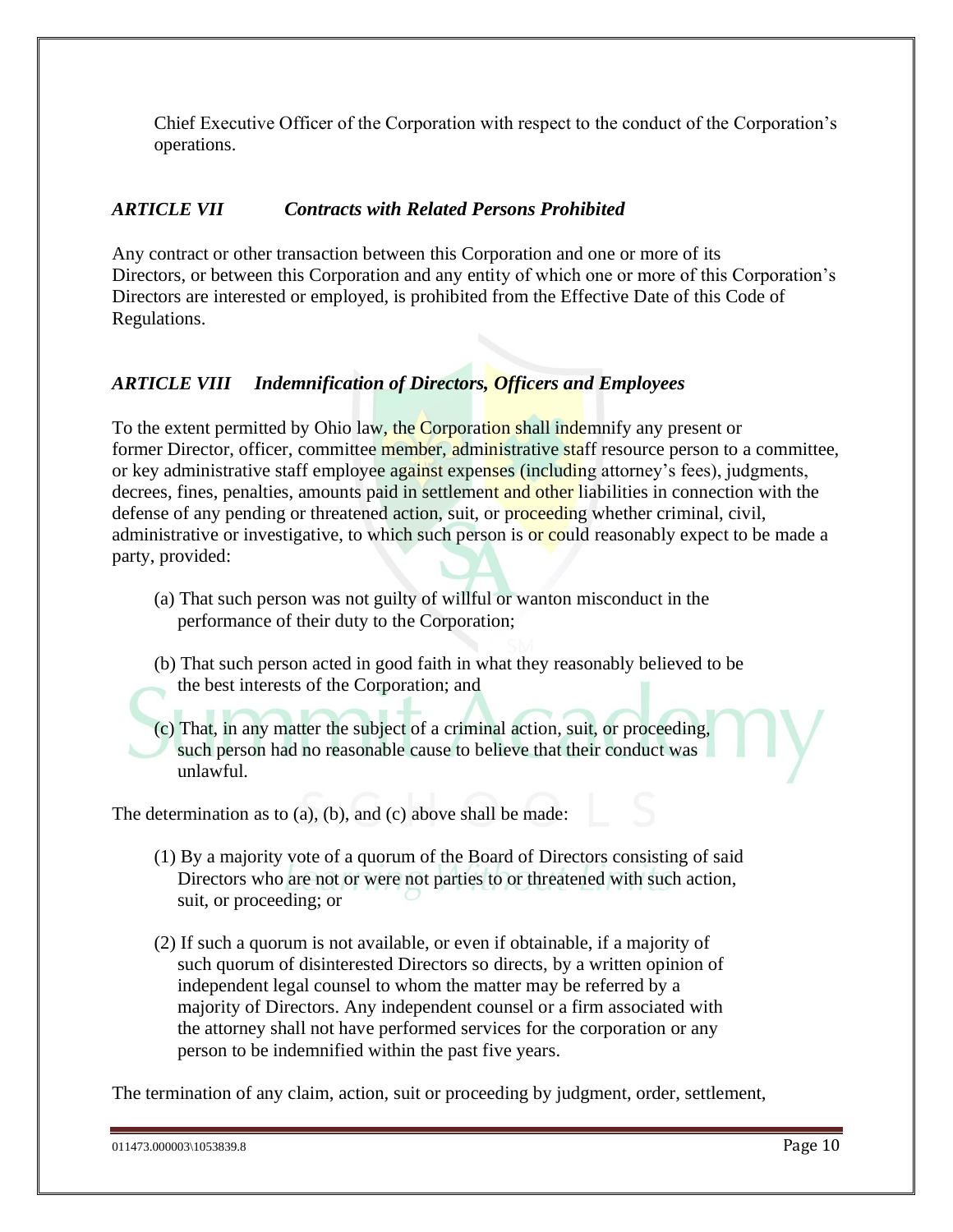Chief Executive Officer of the Corporation with respect to the conduct of the Corporation's operations.

### *ARTICLE VII Contracts with Related Persons Prohibited*

Any contract or other transaction between this Corporation and one or more of its Directors, or between this Corporation and any entity of which one or more of this Corporation's Directors are interested or employed, is prohibited from the Effective Date of this Code of Regulations.

### *ARTICLE VIII Indemnification of Directors, Officers and Employees*

To the extent permitted by Ohio law, the Corporation shall indemnify any present or former Director, officer, committee member, administrative staff resource person to a committee, or key administrative staff employee against expenses (including attorney's fees), judgments, decrees, fines, penalties, amounts paid in settlement and other liabilities in connection with the defense of any pending or threatened action, suit, or proceeding whether criminal, civil, administrative or investigative, to which such person is or could reasonably expect to be made a party, provided:

(a) That such person was not guilty of willful or wanton misconduct in the performance of their duty to the Corporation;

(b) That such person acted in good faith in what they reasonably believed to be the best interests of the Corporation; and

(c) That, in any matter the subject of a criminal action, suit, or proceeding, such person had no reasonable cause to believe that their conduct was unlawful.

The determination as to (a), (b), and (c) above shall be made:

(1) By a majority vote of a quorum of the Board of Directors consisting of said Directors who are not or were not parties to or threatened with such action, suit, or proceeding; or

(2) If such a quorum is not available, or even if obtainable, if a majority of such quorum of disinterested Directors so directs, by a written opinion of independent legal counsel to whom the matter may be referred by a majority of Directors. Any independent counsel or a firm associated with the attorney shall not have performed services for the corporation or any person to be indemnified within the past five years.

The termination of any claim, action, suit or proceeding by judgment, order, settlement,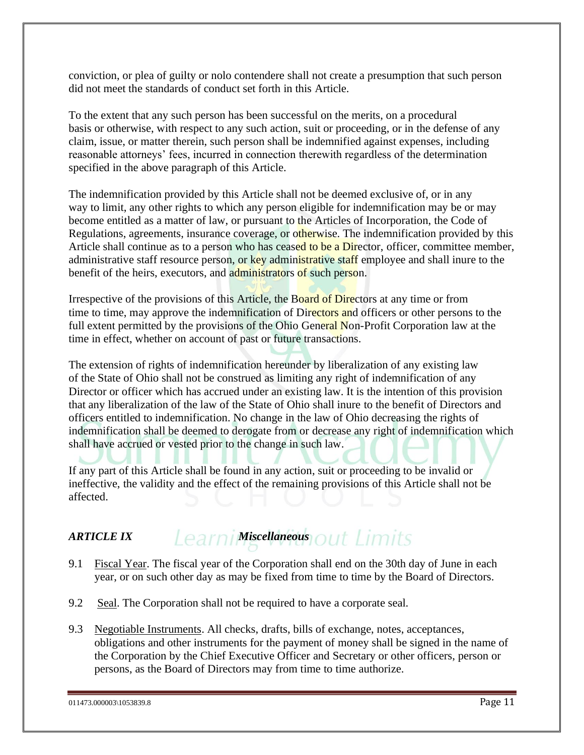conviction, or plea of guilty or nolo contendere shall not create a presumption that such person did not meet the standards of conduct set forth in this Article.

To the extent that any such person has been successful on the merits, on a procedural basis or otherwise, with respect to any such action, suit or proceeding, or in the defense of any claim, issue, or matter therein, such person shall be indemnified against expenses, including reasonable attorneys' fees, incurred in connection therewith regardless of the determination specified in the above paragraph of this Article.

The indemnification provided by this Article shall not be deemed exclusive of, or in any way to limit, any other rights to which any person eligible for indemnification may be or may become entitled as a matter of law, or pursuant to the Articles of Incorporation, the Code of Regulations, agreements, insurance coverage, or otherwise. The indemnification provided by this Article shall continue as to a person who has ceased to be a Director, officer, committee member, administrative staff resource person, or key administrative staff employee and shall inure to the benefit of the heirs, executors, and administrators of such person.

Irrespective of the provisions of this Article, the Board of Directors at any time or from time to time, may approve the indemnification of Directors and officers or other persons to the full extent permitted by the provisions of the Ohio General Non-Profit Corporation law at the time in effect, whether on account of past or future transactions.

The extension of rights of indemnification hereunder by liberalization of any existing law of the State of Ohio shall not be construed as limiting any right of indemnification of any Director or officer which has accrued under an existing law. It is the intention of this provision that any liberalization of the law of the State of Ohio shall inure to the benefit of Directors and officers entitled to indemnification. No change in the law of Ohio decreasing the rights of indemnification shall be deemed to derogate from or decrease any right of indemnification which shall have accrued or vested prior to the change in such law.

If any part of this Article shall be found in any action, suit or proceeding to be invalid or ineffective, the validity and the effect of the remaining provisions of this Article shall not be affected.

## *ARTICLE IX* *Miscellaneous*

9.1 Fiscal Year. The fiscal year of the Corporation shall end on the 30th day of June in each year, or on such other day as may be fixed from time to time by the Board of Directors.

9.2 Seal. The Corporation shall not be required to have a corporate seal.

9.3 Negotiable Instruments. All checks, drafts, bills of exchange, notes, acceptances, obligations and other instruments for the payment of money shall be signed in the name of the Corporation by the Chief Executive Officer and Secretary or other officers, person or persons, as the Board of Directors may from time to time authorize.

011473.000003\1053839.8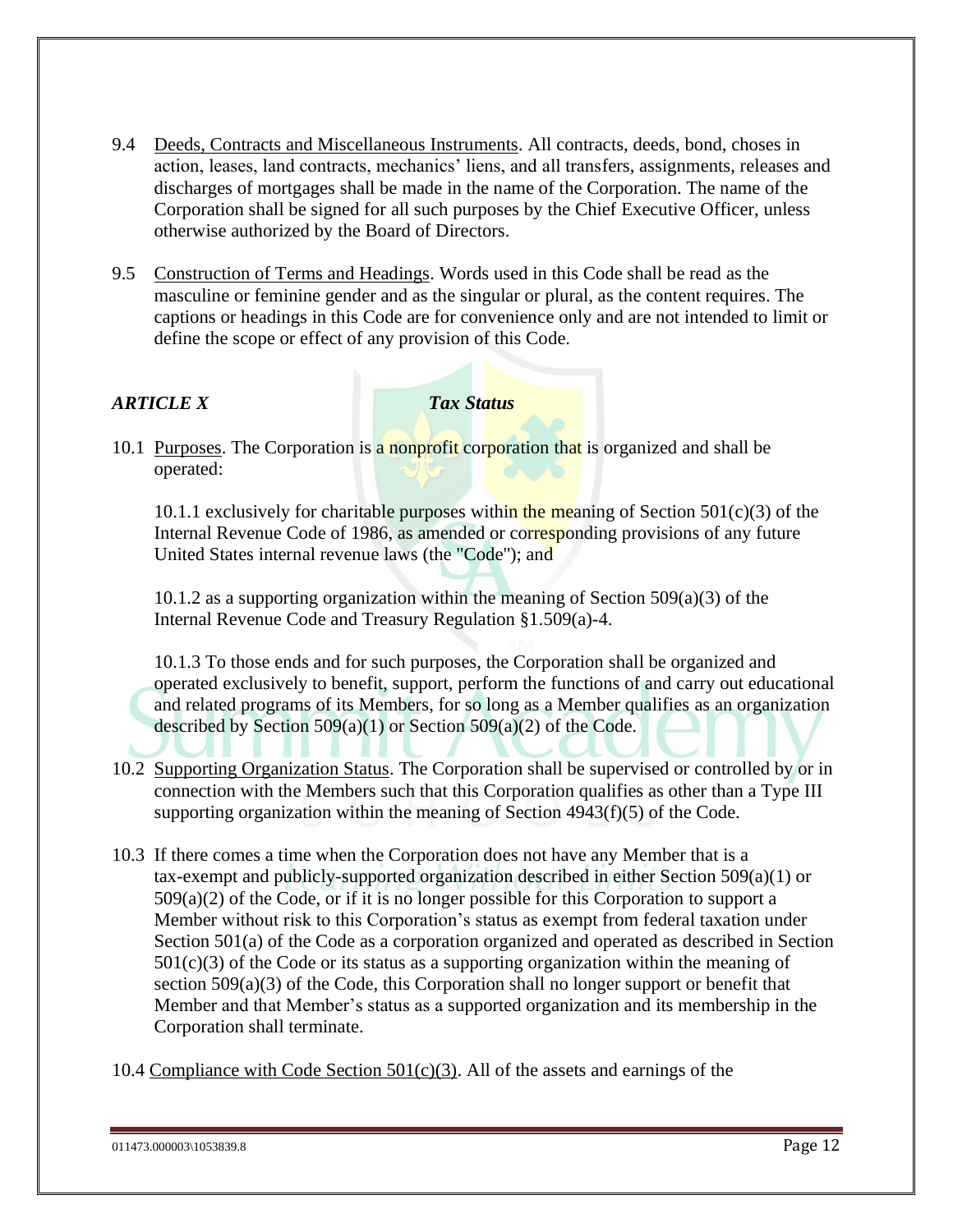9.4 Deeds, Contracts and Miscellaneous Instruments. All contracts, deeds, bond, choses in action, leases, land contracts, mechanics' liens, and all transfers, assignments, releases and discharges of mortgages shall be made in the name of the Corporation. The name of the Corporation shall be signed for all such purposes by the Chief Executive Officer, unless otherwise authorized by the Board of Directors.

9.5 Construction of Terms and Headings. Words used in this Code shall be read as the masculine or feminine gender and as the singular or plural, as the content requires. The captions or headings in this Code are for convenience only and are not intended to limit or define the scope or effect of any provision of this Code.

## *ARTICLE X* *Tax Status*

10.1 Purposes. The Corporation is a nonprofit corporation that is organized and shall be operated:

10.1.1 exclusively for charitable purposes within the meaning of Section 501(c)(3) of the Internal Revenue Code of 1986, as amended or corresponding provisions of any future United States internal revenue laws (the "Code"); and

10.1.2 as a supporting organization within the meaning of Section 509(a)(3) of the Internal Revenue Code and Treasury Regulation §1.509(a)-4.

10.1.3 To those ends and for such purposes, the Corporation shall be organized and operated exclusively to benefit, support, perform the functions of and carry out educational and related programs of its Members, for so long as a Member qualifies as an organization described by Section 509(a)(1) or Section 509(a)(2) of the Code.

10.2 Supporting Organization Status. The Corporation shall be supervised or controlled by or in connection with the Members such that this Corporation qualifies as other than a Type III supporting organization within the meaning of Section 4943(f)(5) of the Code.

10.3 If there comes a time when the Corporation does not have any Member that is a tax-exempt and publicly-supported organization described in either Section 509(a)(1) or 509(a)(2) of the Code, or if it is no longer possible for this Corporation to support a Member without risk to this Corporation's status as exempt from federal taxation under Section 501(a) of the Code as a corporation organized and operated as described in Section 501(c)(3) of the Code or its status as a supporting organization within the meaning of section 509(a)(3) of the Code, this Corporation shall no longer support or benefit that Member and that Member's status as a supported organization and its membership in the Corporation shall terminate.

10.4 Compliance with Code Section 501(c)(3). All of the assets and earnings of the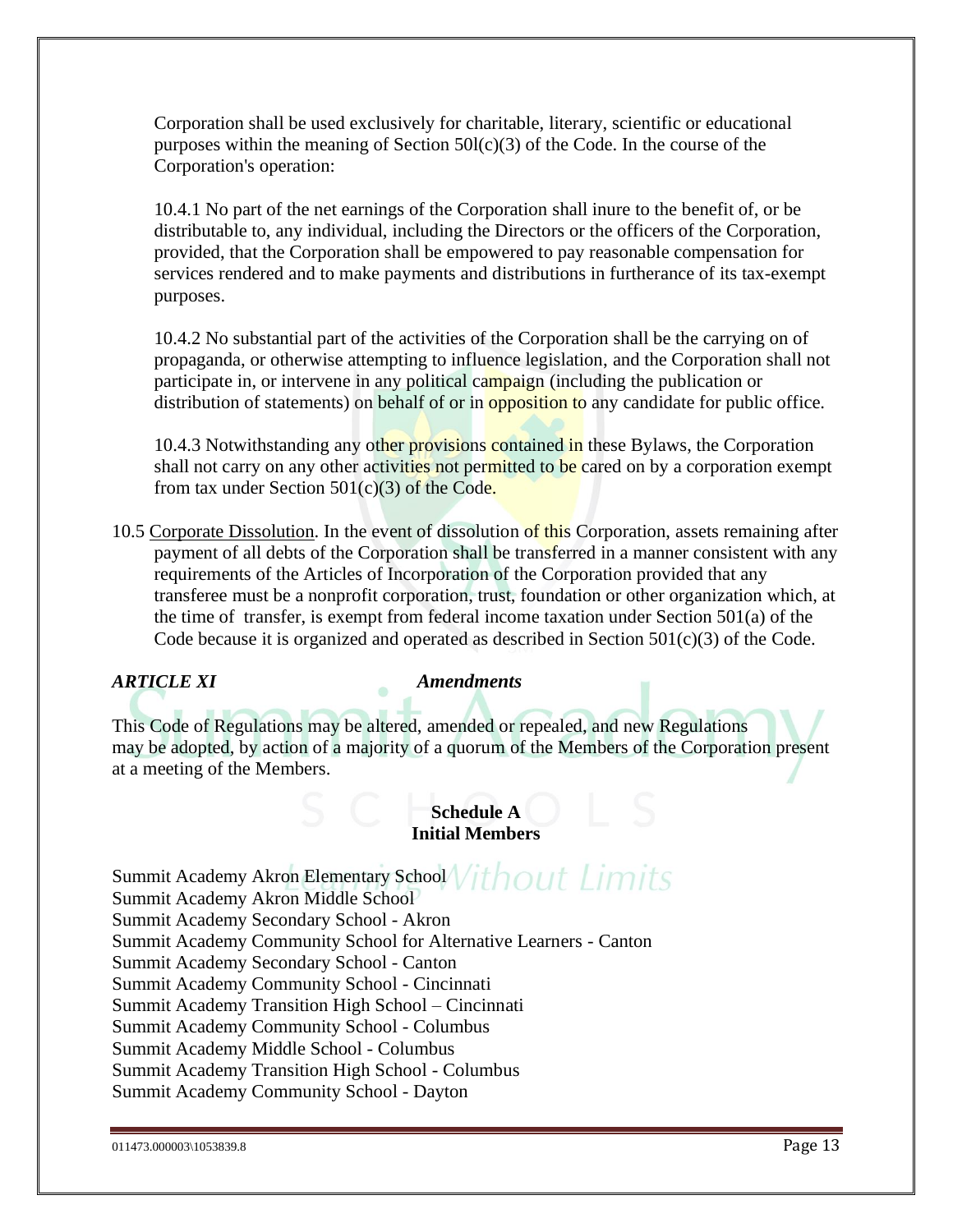Corporation shall be used exclusively for charitable, literary, scientific or educational purposes within the meaning of Section 50l(c)(3) of the Code. In the course of the Corporation's operation:

10.4.1 No part of the net earnings of the Corporation shall inure to the benefit of, or be distributable to, any individual, including the Directors or the officers of the Corporation, provided, that the Corporation shall be empowered to pay reasonable compensation for services rendered and to make payments and distributions in furtherance of its tax-exempt purposes.

10.4.2 No substantial part of the activities of the Corporation shall be the carrying on of propaganda, or otherwise attempting to influence legislation, and the Corporation shall not participate in, or intervene in any political campaign (including the publication or distribution of statements) on behalf of or in opposition to any candidate for public office.

10.4.3 Notwithstanding any other provisions contained in these Bylaws, the Corporation shall not carry on any other activities not permitted to be cared on by a corporation exempt from tax under Section 501(c)(3) of the Code.

10.5 Corporate Dissolution. In the event of dissolution of this Corporation, assets remaining after payment of all debts of the Corporation shall be transferred in a manner consistent with any requirements of the Articles of Incorporation of the Corporation provided that any transferee must be a nonprofit corporation, trust, foundation or other organization which, at the time of transfer, is exempt from federal income taxation under Section 501(a) of the Code because it is organized and operated as described in Section 501(c)(3) of the Code.

## *ARTICLE XI* *Amendments*

This Code of Regulations may be altered, amended or repealed, and new Regulations may be adopted, by action of a majority of a quorum of the Members of the Corporation present at a meeting of the Members.

**Schedule A**
**Initial Members**

Summit Academy Akron Elementary School
Summit Academy Akron Middle School
Summit Academy Secondary School - Akron
Summit Academy Community School for Alternative Learners - Canton
Summit Academy Secondary School - Canton
Summit Academy Community School - Cincinnati
Summit Academy Transition High School – Cincinnati
Summit Academy Community School - Columbus
Summit Academy Middle School - Columbus
Summit Academy Transition High School - Columbus
Summit Academy Community School - Dayton

011473.000003\1053839.8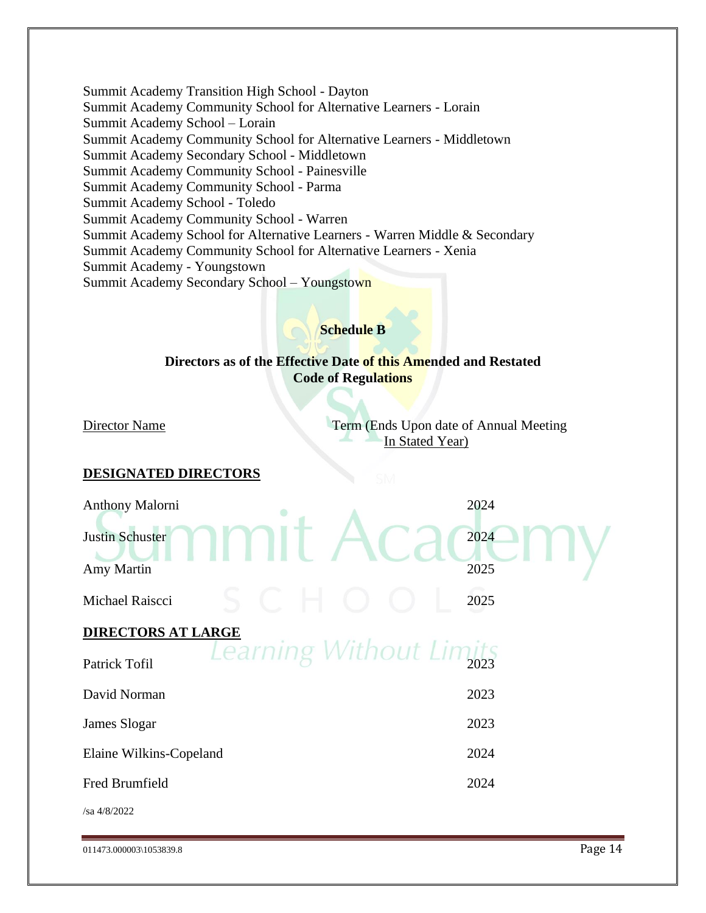Summit Academy Transition High School - Dayton
Summit Academy Community School for Alternative Learners - Lorain
Summit Academy School – Lorain
Summit Academy Community School for Alternative Learners - Middletown
Summit Academy Secondary School - Middletown
Summit Academy Community School - Painesville
Summit Academy Community School - Parma
Summit Academy School - Toledo
Summit Academy Community School - Warren
Summit Academy School for Alternative Learners - Warren Middle & Secondary
Summit Academy Community School for Alternative Learners - Xenia
Summit Academy - Youngstown
Summit Academy Secondary School – Youngstown

**Schedule B**

**Directors as of the Effective Date of this Amended and Restated Code of Regulations**

| Director Name | Term (Ends Upon date of Annual Meeting In Stated Year) |
|---|---|
| **DESIGNATED DIRECTORS** | |
| Anthony Malorni | 2024 |
| Justin Schuster | 2024 |
| Amy Martin | 2025 |
| Michael Raiscci | 2025 |
| **DIRECTORS AT LARGE** | |
| Patrick Tofil | 2023 |
| David Norman | 2023 |
| James Slogar | 2023 |
| Elaine Wilkins-Copeland | 2024 |
| Fred Brumfield | 2024 |

/sa 4/8/2022

011473.000003\1053839.8